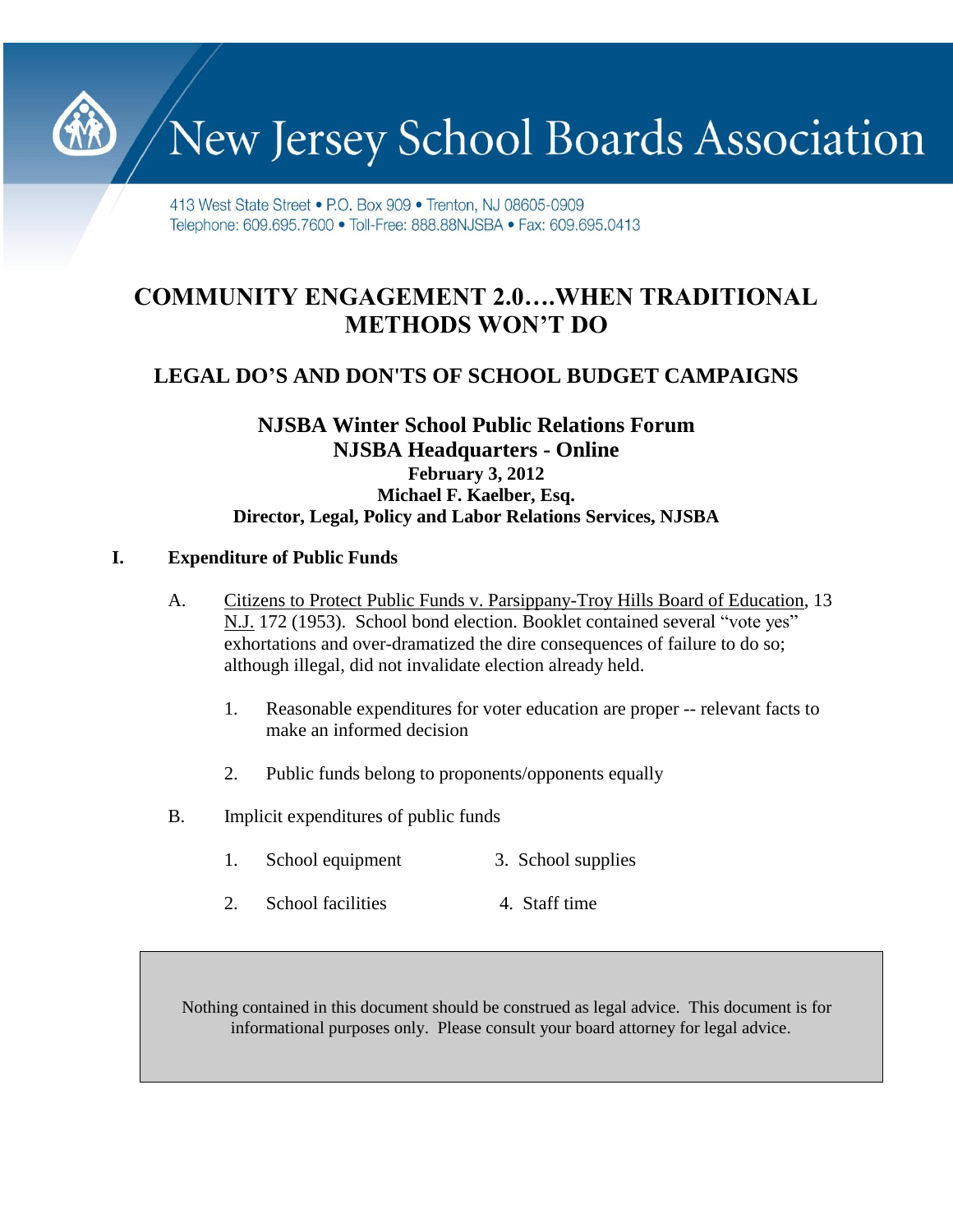# New Jersey School Boards Association

413 West State Street • P.O. Box 909 • Trenton, NJ 08605-0909
Telephone: 609.695.7600 • Toll-Free: 888.88NJSBA • Fax: 609.695.0413

## COMMUNITY ENGAGEMENT 2.0….WHEN TRADITIONAL METHODS WON'T DO

## LEGAL DO'S AND DON'TS OF SCHOOL BUDGET CAMPAIGNS

**NJSBA Winter School Public Relations Forum**
**NJSBA Headquarters - Online**
**February 3, 2012**
**Michael F. Kaelber, Esq.**
**Director, Legal, Policy and Labor Relations Services, NJSBA**

### I. Expenditure of Public Funds

A. Citizens to Protect Public Funds v. Parsippany-Troy Hills Board of Education, 13 N.J. 172 (1953). School bond election. Booklet contained several "vote yes" exhortations and over-dramatized the dire consequences of failure to do so; although illegal, did not invalidate election already held.

1. Reasonable expenditures for voter education are proper -- relevant facts to make an informed decision

2. Public funds belong to proponents/opponents equally

B. Implicit expenditures of public funds

1. School equipment
2. School facilities
3. School supplies
4. Staff time

Nothing contained in this document should be construed as legal advice. This document is for informational purposes only. Please consult your board attorney for legal advice.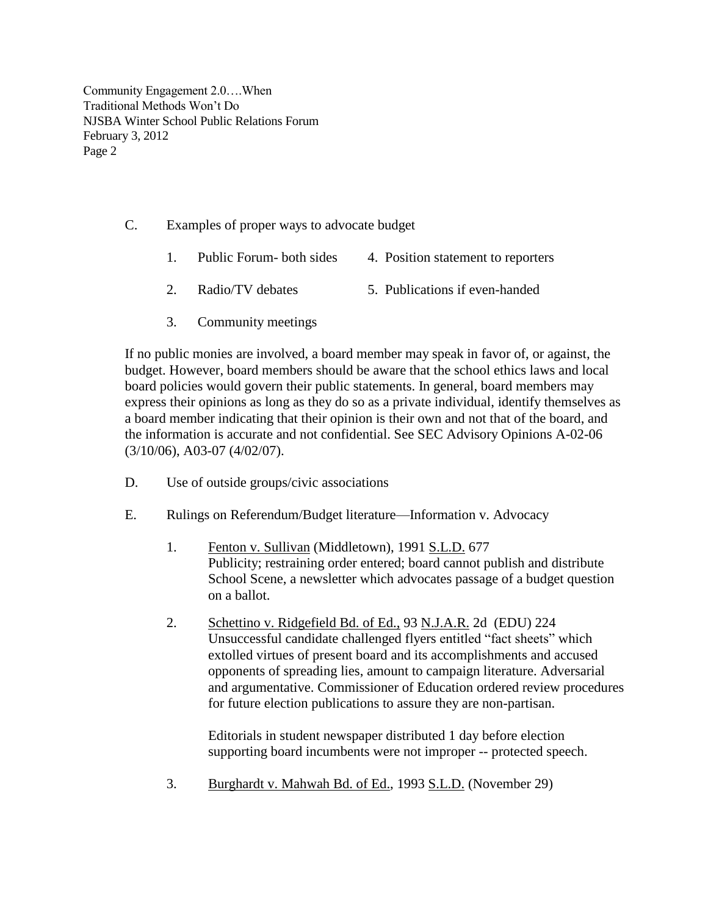C. Examples of proper ways to advocate budget

1. Public Forum- both sides
2. Radio/TV debates
3. Community meetings
4. Position statement to reporters
5. Publications if even-handed

If no public monies are involved, a board member may speak in favor of, or against, the budget. However, board members should be aware that the school ethics laws and local board policies would govern their public statements. In general, board members may express their opinions as long as they do so as a private individual, identify themselves as a board member indicating that their opinion is their own and not that of the board, and the information is accurate and not confidential. See SEC Advisory Opinions A-02-06 (3/10/06), A03-07 (4/02/07).

D. Use of outside groups/civic associations

E. Rulings on Referendum/Budget literature—Information v. Advocacy

1. Fenton v. Sullivan (Middletown), 1991 S.L.D. 677
   Publicity; restraining order entered; board cannot publish and distribute School Scene, a newsletter which advocates passage of a budget question on a ballot.

2. Schettino v. Ridgefield Bd. of Ed., 93 N.J.A.R. 2d (EDU) 224
   Unsuccessful candidate challenged flyers entitled "fact sheets" which extolled virtues of present board and its accomplishments and accused opponents of spreading lies, amount to campaign literature. Adversarial and argumentative. Commissioner of Education ordered review procedures for future election publications to assure they are non-partisan.

   Editorials in student newspaper distributed 1 day before election supporting board incumbents were not improper -- protected speech.

3. Burghardt v. Mahwah Bd. of Ed., 1993 S.L.D. (November 29)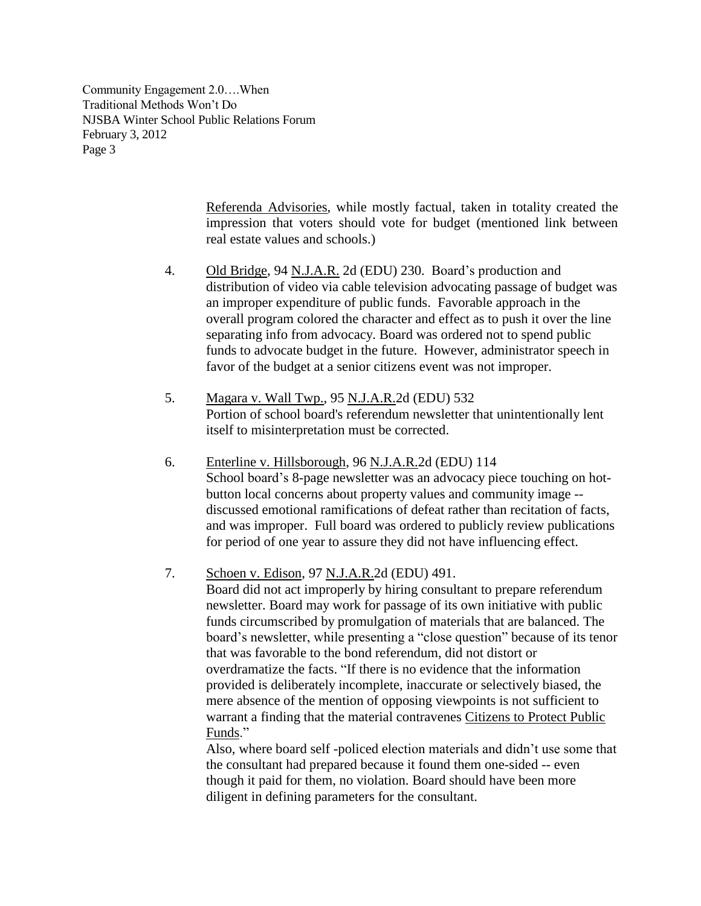Referenda Advisories, while mostly factual, taken in totality created the impression that voters should vote for budget (mentioned link between real estate values and schools.)

4. Old Bridge, 94 N.J.A.R. 2d (EDU) 230. Board's production and distribution of video via cable television advocating passage of budget was an improper expenditure of public funds. Favorable approach in the overall program colored the character and effect as to push it over the line separating info from advocacy. Board was ordered not to spend public funds to advocate budget in the future. However, administrator speech in favor of the budget at a senior citizens event was not improper.

5. Magara v. Wall Twp., 95 N.J.A.R.2d (EDU) 532
Portion of school board's referendum newsletter that unintentionally lent itself to misinterpretation must be corrected.

6. Enterline v. Hillsborough, 96 N.J.A.R.2d (EDU) 114
School board's 8-page newsletter was an advocacy piece touching on hot-button local concerns about property values and community image -- discussed emotional ramifications of defeat rather than recitation of facts, and was improper. Full board was ordered to publicly review publications for period of one year to assure they did not have influencing effect.

7. Schoen v. Edison, 97 N.J.A.R.2d (EDU) 491.
Board did not act improperly by hiring consultant to prepare referendum newsletter. Board may work for passage of its own initiative with public funds circumscribed by promulgation of materials that are balanced. The board's newsletter, while presenting a "close question" because of its tenor that was favorable to the bond referendum, did not distort or overdramatize the facts. "If there is no evidence that the information provided is deliberately incomplete, inaccurate or selectively biased, the mere absence of the mention of opposing viewpoints is not sufficient to warrant a finding that the material contravenes Citizens to Protect Public Funds."
Also, where board self -policed election materials and didn't use some that the consultant had prepared because it found them one-sided -- even though it paid for them, no violation. Board should have been more diligent in defining parameters for the consultant.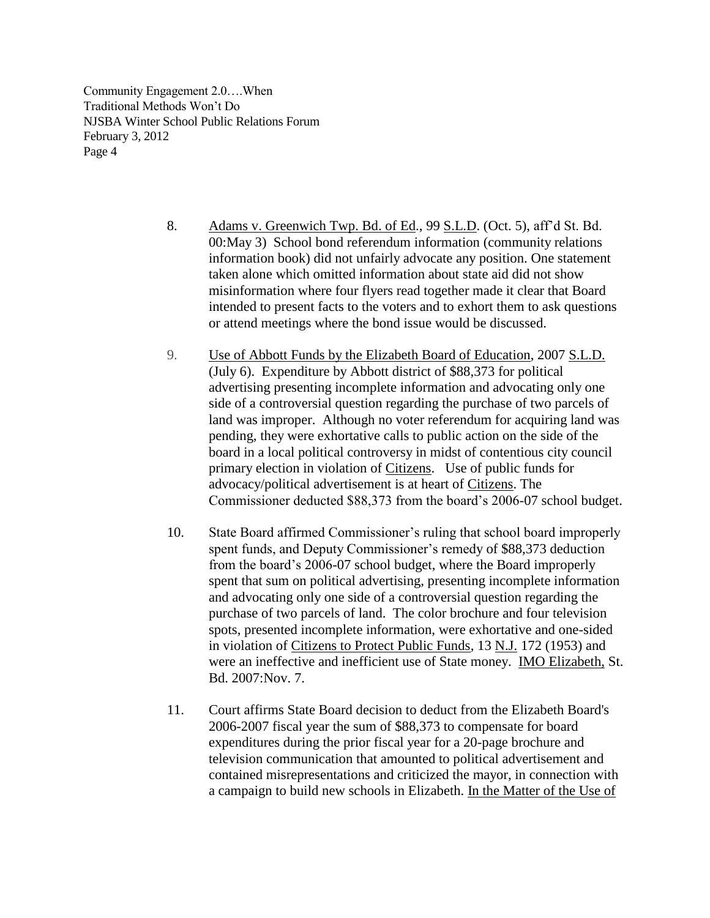8. Adams v. Greenwich Twp. Bd. of Ed., 99 S.L.D. (Oct. 5), aff'd St. Bd. 00:May 3) School bond referendum information (community relations information book) did not unfairly advocate any position. One statement taken alone which omitted information about state aid did not show misinformation where four flyers read together made it clear that Board intended to present facts to the voters and to exhort them to ask questions or attend meetings where the bond issue would be discussed.

9. Use of Abbott Funds by the Elizabeth Board of Education, 2007 S.L.D. (July 6). Expenditure by Abbott district of $88,373 for political advertising presenting incomplete information and advocating only one side of a controversial question regarding the purchase of two parcels of land was improper. Although no voter referendum for acquiring land was pending, they were exhortative calls to public action on the side of the board in a local political controversy in midst of contentious city council primary election in violation of Citizens. Use of public funds for advocacy/political advertisement is at heart of Citizens. The Commissioner deducted $88,373 from the board's 2006-07 school budget.

10. State Board affirmed Commissioner's ruling that school board improperly spent funds, and Deputy Commissioner's remedy of $88,373 deduction from the board's 2006-07 school budget, where the Board improperly spent that sum on political advertising, presenting incomplete information and advocating only one side of a controversial question regarding the purchase of two parcels of land. The color brochure and four television spots, presented incomplete information, were exhortative and one-sided in violation of Citizens to Protect Public Funds, 13 N.J. 172 (1953) and were an ineffective and inefficient use of State money. IMO Elizabeth, St. Bd. 2007:Nov. 7.

11. Court affirms State Board decision to deduct from the Elizabeth Board's 2006-2007 fiscal year the sum of $88,373 to compensate for board expenditures during the prior fiscal year for a 20-page brochure and television communication that amounted to political advertisement and contained misrepresentations and criticized the mayor, in connection with a campaign to build new schools in Elizabeth. In the Matter of the Use of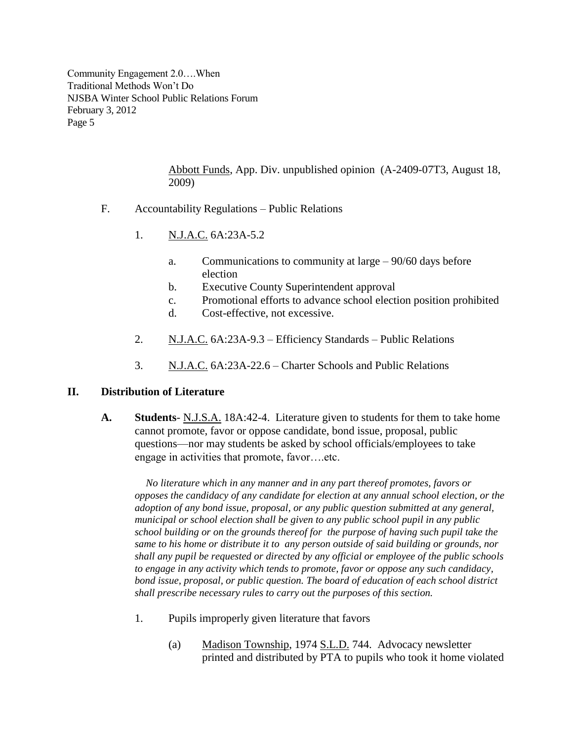Abbott Funds, App. Div. unpublished opinion (A-2409-07T3, August 18, 2009)

F. Accountability Regulations – Public Relations

1. N.J.A.C. 6A:23A-5.2

    a. Communications to community at large – 90/60 days before election
    b. Executive County Superintendent approval
    c. Promotional efforts to advance school election position prohibited
    d. Cost-effective, not excessive.

2. N.J.A.C. 6A:23A-9.3 – Efficiency Standards – Public Relations

3. N.J.A.C. 6A:23A-22.6 – Charter Schools and Public Relations

## II. Distribution of Literature

**A. Students**- N.J.S.A. 18A:42-4. Literature given to students for them to take home cannot promote, favor or oppose candidate, bond issue, proposal, public questions—nor may students be asked by school officials/employees to take engage in activities that promote, favor….etc.

*No literature which in any manner and in any part thereof promotes, favors or opposes the candidacy of any candidate for election at any annual school election, or the adoption of any bond issue, proposal, or any public question submitted at any general, municipal or school election shall be given to any public school pupil in any public school building or on the grounds thereof for the purpose of having such pupil take the same to his home or distribute it to any person outside of said building or grounds, nor shall any pupil be requested or directed by any official or employee of the public schools to engage in any activity which tends to promote, favor or oppose any such candidacy, bond issue, proposal, or public question. The board of education of each school district shall prescribe necessary rules to carry out the purposes of this section.*

1. Pupils improperly given literature that favors

    (a) Madison Township, 1974 S.L.D. 744. Advocacy newsletter printed and distributed by PTA to pupils who took it home violated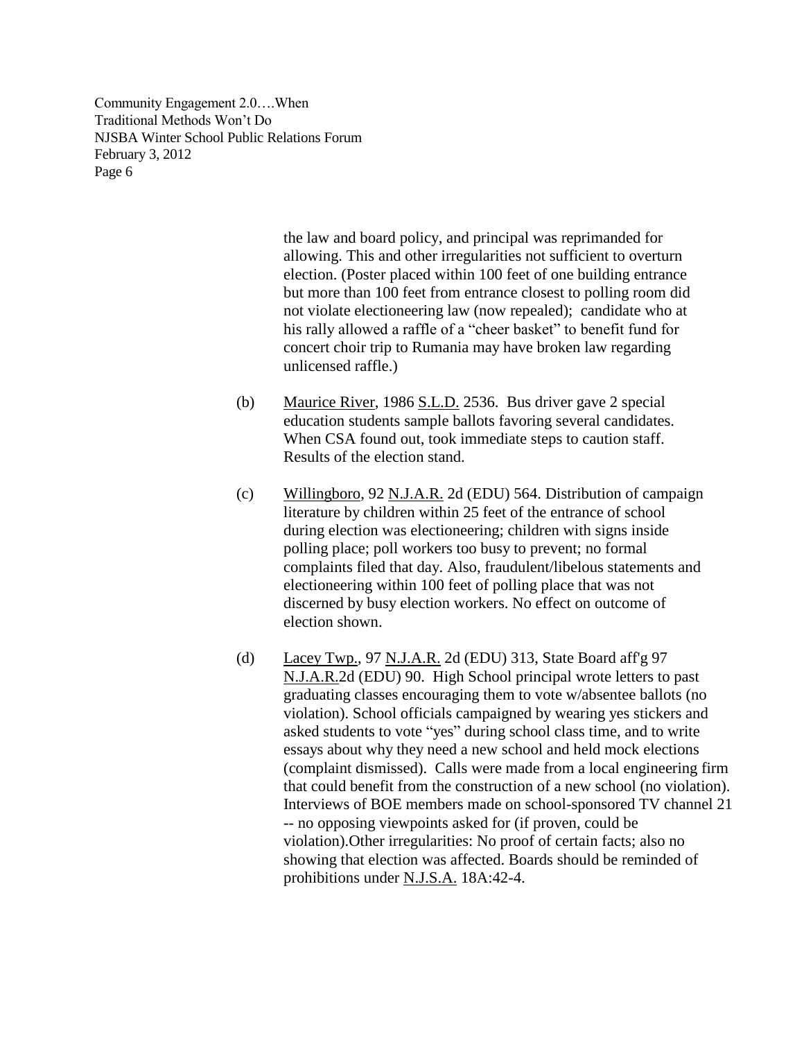the law and board policy, and principal was reprimanded for allowing. This and other irregularities not sufficient to overturn election. (Poster placed within 100 feet of one building entrance but more than 100 feet from entrance closest to polling room did not violate electioneering law (now repealed); candidate who at his rally allowed a raffle of a "cheer basket" to benefit fund for concert choir trip to Rumania may have broken law regarding unlicensed raffle.)

(b) Maurice River, 1986 S.L.D. 2536. Bus driver gave 2 special education students sample ballots favoring several candidates. When CSA found out, took immediate steps to caution staff. Results of the election stand.

(c) Willingboro, 92 N.J.A.R. 2d (EDU) 564. Distribution of campaign literature by children within 25 feet of the entrance of school during election was electioneering; children with signs inside polling place; poll workers too busy to prevent; no formal complaints filed that day. Also, fraudulent/libelous statements and electioneering within 100 feet of polling place that was not discerned by busy election workers. No effect on outcome of election shown.

(d) Lacey Twp., 97 N.J.A.R. 2d (EDU) 313, State Board aff'g 97 N.J.A.R.2d (EDU) 90. High School principal wrote letters to past graduating classes encouraging them to vote w/absentee ballots (no violation). School officials campaigned by wearing yes stickers and asked students to vote "yes" during school class time, and to write essays about why they need a new school and held mock elections (complaint dismissed). Calls were made from a local engineering firm that could benefit from the construction of a new school (no violation). Interviews of BOE members made on school-sponsored TV channel 21 -- no opposing viewpoints asked for (if proven, could be violation).Other irregularities: No proof of certain facts; also no showing that election was affected. Boards should be reminded of prohibitions under N.J.S.A. 18A:42-4.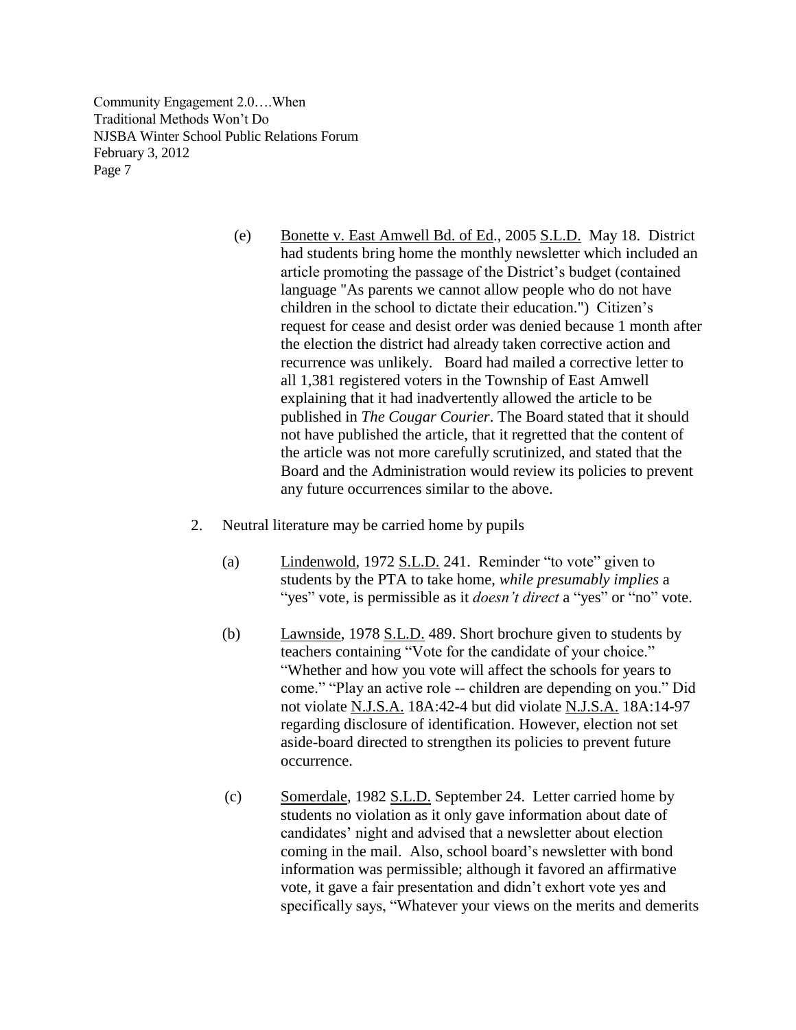(e) Bonette v. East Amwell Bd. of Ed., 2005 S.L.D. May 18. District had students bring home the monthly newsletter which included an article promoting the passage of the District's budget (contained language "As parents we cannot allow people who do not have children in the school to dictate their education.") Citizen's request for cease and desist order was denied because 1 month after the election the district had already taken corrective action and recurrence was unlikely. Board had mailed a corrective letter to all 1,381 registered voters in the Township of East Amwell explaining that it had inadvertently allowed the article to be published in *The Cougar Courier*. The Board stated that it should not have published the article, that it regretted that the content of the article was not more carefully scrutinized, and stated that the Board and the Administration would review its policies to prevent any future occurrences similar to the above.

2. Neutral literature may be carried home by pupils

   (a) Lindenwold, 1972 S.L.D. 241. Reminder "to vote" given to students by the PTA to take home, *while presumably implies* a "yes" vote, is permissible as it *doesn't direct* a "yes" or "no" vote.

   (b) Lawnside, 1978 S.L.D. 489. Short brochure given to students by teachers containing "Vote for the candidate of your choice." "Whether and how you vote will affect the schools for years to come." "Play an active role -- children are depending on you." Did not violate N.J.S.A. 18A:42-4 but did violate N.J.S.A. 18A:14-97 regarding disclosure of identification. However, election not set aside-board directed to strengthen its policies to prevent future occurrence.

   (c) Somerdale, 1982 S.L.D. September 24. Letter carried home by students no violation as it only gave information about date of candidates' night and advised that a newsletter about election coming in the mail. Also, school board's newsletter with bond information was permissible; although it favored an affirmative vote, it gave a fair presentation and didn't exhort vote yes and specifically says, "Whatever your views on the merits and demerits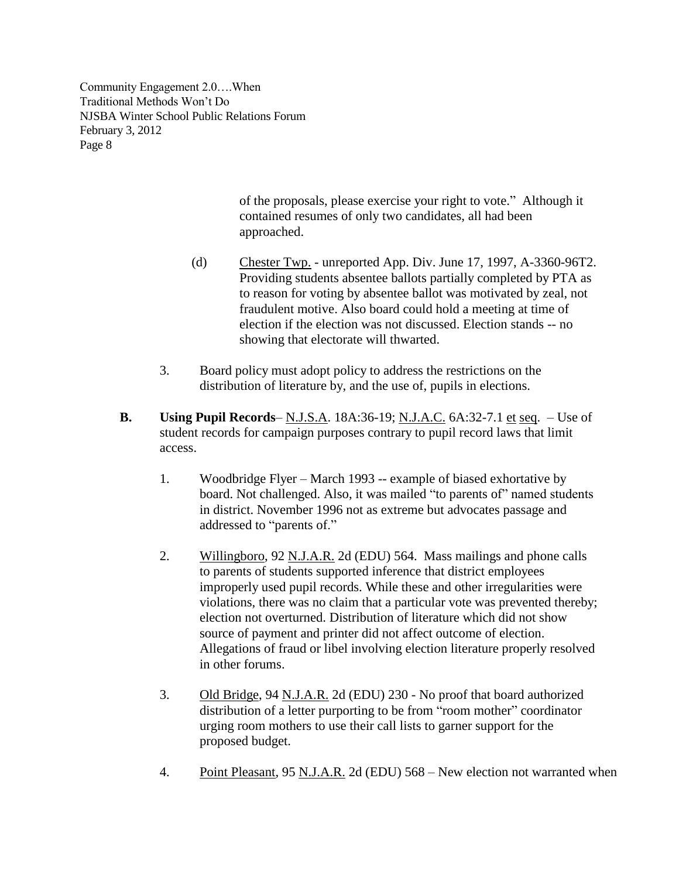of the proposals, please exercise your right to vote." Although it contained resumes of only two candidates, all had been approached.

(d) Chester Twp. - unreported App. Div. June 17, 1997, A-3360-96T2. Providing students absentee ballots partially completed by PTA as to reason for voting by absentee ballot was motivated by zeal, not fraudulent motive. Also board could hold a meeting at time of election if the election was not discussed. Election stands -- no showing that electorate will thwarted.

3. Board policy must adopt policy to address the restrictions on the distribution of literature by, and the use of, pupils in elections.

**B. Using Pupil Records**– N.J.S.A. 18A:36-19; N.J.A.C. 6A:32-7.1 et seq. – Use of student records for campaign purposes contrary to pupil record laws that limit access.

1. Woodbridge Flyer – March 1993 -- example of biased exhortative by board. Not challenged. Also, it was mailed "to parents of" named students in district. November 1996 not as extreme but advocates passage and addressed to "parents of."

2. Willingboro, 92 N.J.A.R. 2d (EDU) 564. Mass mailings and phone calls to parents of students supported inference that district employees improperly used pupil records. While these and other irregularities were violations, there was no claim that a particular vote was prevented thereby; election not overturned. Distribution of literature which did not show source of payment and printer did not affect outcome of election. Allegations of fraud or libel involving election literature properly resolved in other forums.

3. Old Bridge, 94 N.J.A.R. 2d (EDU) 230 - No proof that board authorized distribution of a letter purporting to be from "room mother" coordinator urging room mothers to use their call lists to garner support for the proposed budget.

4. Point Pleasant, 95 N.J.A.R. 2d (EDU) 568 – New election not warranted when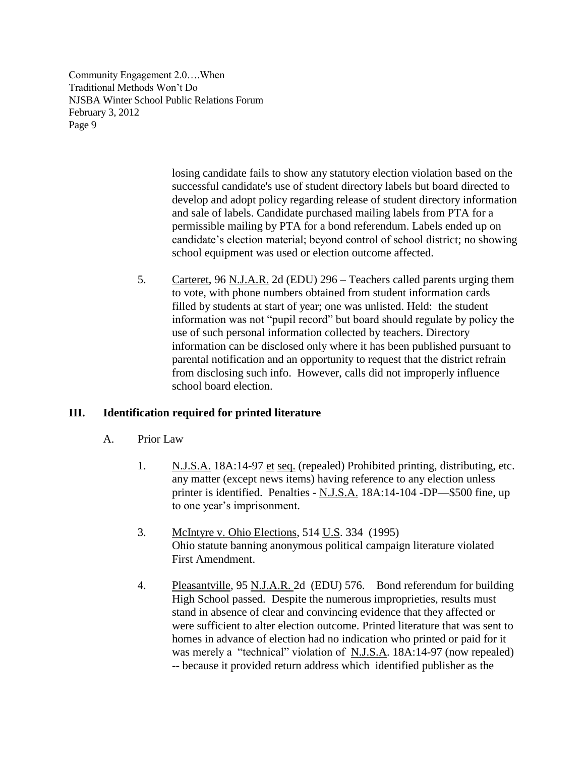losing candidate fails to show any statutory election violation based on the successful candidate's use of student directory labels but board directed to develop and adopt policy regarding release of student directory information and sale of labels. Candidate purchased mailing labels from PTA for a permissible mailing by PTA for a bond referendum. Labels ended up on candidate's election material; beyond control of school district; no showing school equipment was used or election outcome affected.

5. Carteret, 96 N.J.A.R. 2d (EDU) 296 – Teachers called parents urging them to vote, with phone numbers obtained from student information cards filled by students at start of year; one was unlisted. Held: the student information was not "pupil record" but board should regulate by policy the use of such personal information collected by teachers. Directory information can be disclosed only where it has been published pursuant to parental notification and an opportunity to request that the district refrain from disclosing such info. However, calls did not improperly influence school board election.

## III. Identification required for printed literature

A. Prior Law

1. N.J.S.A. 18A:14-97 et seq. (repealed) Prohibited printing, distributing, etc. any matter (except news items) having reference to any election unless printer is identified. Penalties - N.J.S.A. 18A:14-104 -DP—$500 fine, up to one year's imprisonment.

3. McIntyre v. Ohio Elections, 514 U.S. 334 (1995) Ohio statute banning anonymous political campaign literature violated First Amendment.

4. Pleasantville, 95 N.J.A.R. 2d (EDU) 576. Bond referendum for building High School passed. Despite the numerous improprieties, results must stand in absence of clear and convincing evidence that they affected or were sufficient to alter election outcome. Printed literature that was sent to homes in advance of election had no indication who printed or paid for it was merely a "technical" violation of N.J.S.A. 18A:14-97 (now repealed) -- because it provided return address which identified publisher as the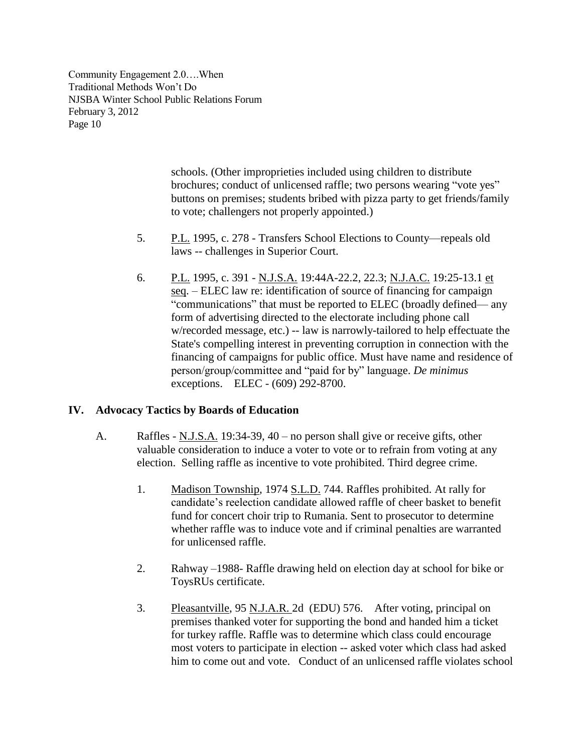schools. (Other improprieties included using children to distribute brochures; conduct of unlicensed raffle; two persons wearing "vote yes" buttons on premises; students bribed with pizza party to get friends/family to vote; challengers not properly appointed.)

5. P.L. 1995, c. 278 - Transfers School Elections to County—repeals old laws -- challenges in Superior Court.

6. P.L. 1995, c. 391 - N.J.S.A. 19:44A-22.2, 22.3; N.J.A.C. 19:25-13.1 et seq. – ELEC law re: identification of source of financing for campaign "communications" that must be reported to ELEC (broadly defined— any form of advertising directed to the electorate including phone call w/recorded message, etc.) -- law is narrowly-tailored to help effectuate the State's compelling interest in preventing corruption in connection with the financing of campaigns for public office. Must have name and residence of person/group/committee and "paid for by" language. *De minimus* exceptions. ELEC - (609) 292-8700.

## IV. Advocacy Tactics by Boards of Education

A. Raffles - N.J.S.A. 19:34-39, 40 – no person shall give or receive gifts, other valuable consideration to induce a voter to vote or to refrain from voting at any election. Selling raffle as incentive to vote prohibited. Third degree crime.

1. Madison Township, 1974 S.L.D. 744. Raffles prohibited. At rally for candidate's reelection candidate allowed raffle of cheer basket to benefit fund for concert choir trip to Rumania. Sent to prosecutor to determine whether raffle was to induce vote and if criminal penalties are warranted for unlicensed raffle.

2. Rahway –1988- Raffle drawing held on election day at school for bike or ToysRUs certificate.

3. Pleasantville, 95 N.J.A.R. 2d (EDU) 576. After voting, principal on premises thanked voter for supporting the bond and handed him a ticket for turkey raffle. Raffle was to determine which class could encourage most voters to participate in election -- asked voter which class had asked him to come out and vote. Conduct of an unlicensed raffle violates school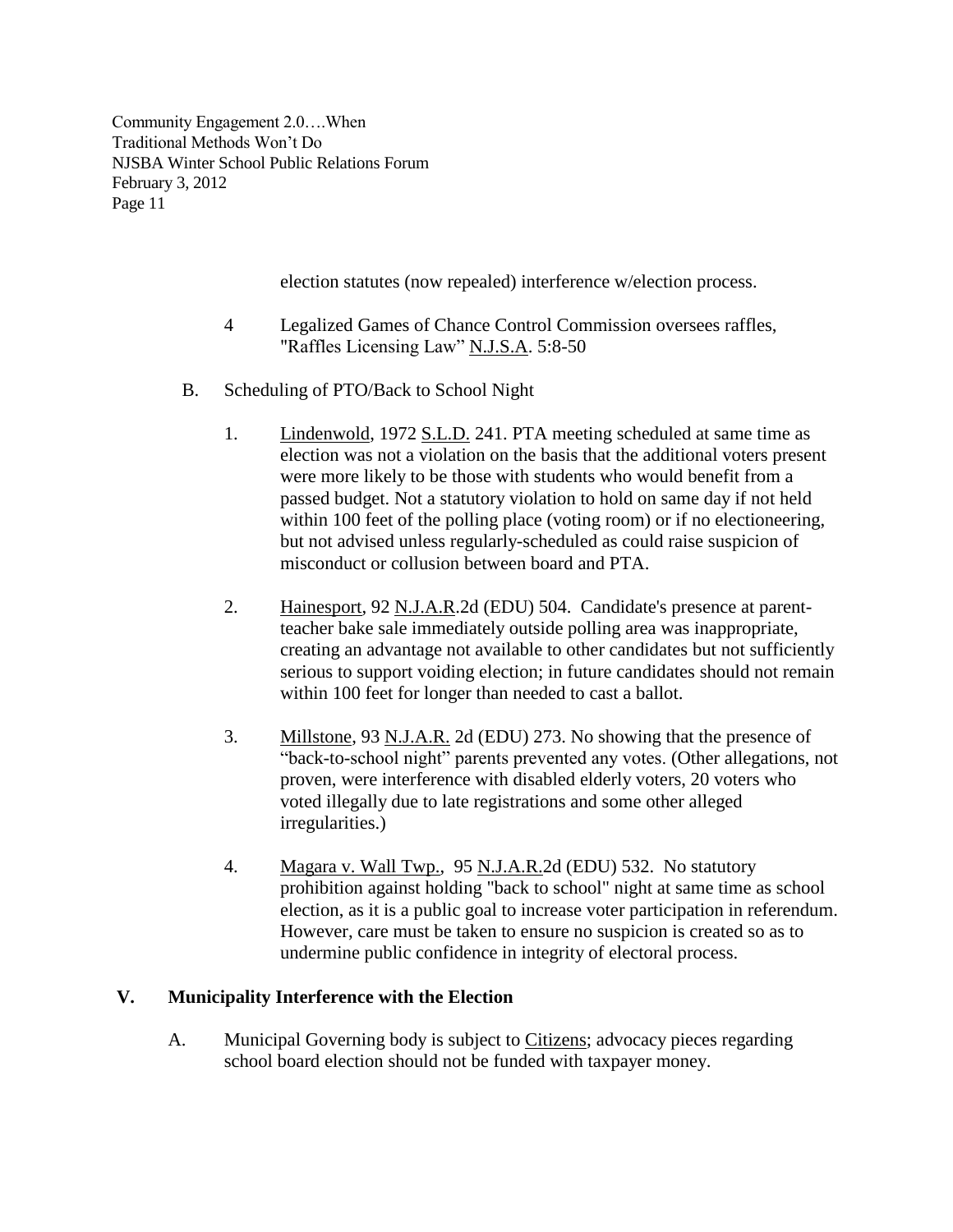election statutes (now repealed) interference w/election process.

4 Legalized Games of Chance Control Commission oversees raffles, "Raffles Licensing Law" N.J.S.A. 5:8-50

B. Scheduling of PTO/Back to School Night

1. Lindenwold, 1972 S.L.D. 241. PTA meeting scheduled at same time as election was not a violation on the basis that the additional voters present were more likely to be those with students who would benefit from a passed budget. Not a statutory violation to hold on same day if not held within 100 feet of the polling place (voting room) or if no electioneering, but not advised unless regularly-scheduled as could raise suspicion of misconduct or collusion between board and PTA.

2. Hainesport, 92 N.J.A.R.2d (EDU) 504. Candidate's presence at parent-teacher bake sale immediately outside polling area was inappropriate, creating an advantage not available to other candidates but not sufficiently serious to support voiding election; in future candidates should not remain within 100 feet for longer than needed to cast a ballot.

3. Millstone, 93 N.J.A.R. 2d (EDU) 273. No showing that the presence of "back-to-school night" parents prevented any votes. (Other allegations, not proven, were interference with disabled elderly voters, 20 voters who voted illegally due to late registrations and some other alleged irregularities.)

4. Magara v. Wall Twp., 95 N.J.A.R.2d (EDU) 532. No statutory prohibition against holding "back to school" night at same time as school election, as it is a public goal to increase voter participation in referendum. However, care must be taken to ensure no suspicion is created so as to undermine public confidence in integrity of electoral process.

## V. Municipality Interference with the Election

A. Municipal Governing body is subject to Citizens; advocacy pieces regarding school board election should not be funded with taxpayer money.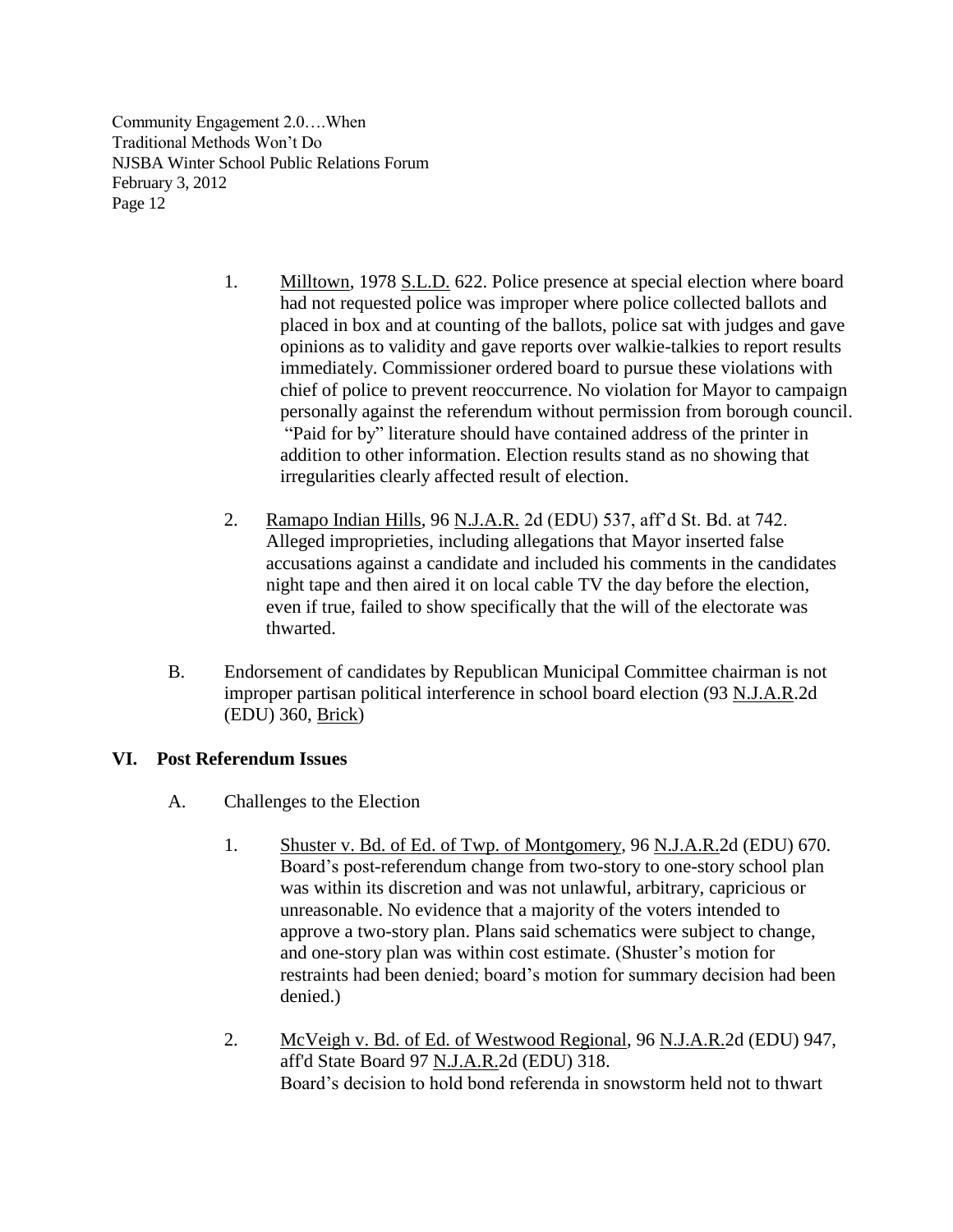1. Milltown, 1978 S.L.D. 622. Police presence at special election where board had not requested police was improper where police collected ballots and placed in box and at counting of the ballots, police sat with judges and gave opinions as to validity and gave reports over walkie-talkies to report results immediately. Commissioner ordered board to pursue these violations with chief of police to prevent reoccurrence. No violation for Mayor to campaign personally against the referendum without permission from borough council. "Paid for by" literature should have contained address of the printer in addition to other information. Election results stand as no showing that irregularities clearly affected result of election.

2. Ramapo Indian Hills, 96 N.J.A.R. 2d (EDU) 537, aff'd St. Bd. at 742. Alleged improprieties, including allegations that Mayor inserted false accusations against a candidate and included his comments in the candidates night tape and then aired it on local cable TV the day before the election, even if true, failed to show specifically that the will of the electorate was thwarted.

B. Endorsement of candidates by Republican Municipal Committee chairman is not improper partisan political interference in school board election (93 N.J.A.R.2d (EDU) 360, Brick)

## VI. Post Referendum Issues

A. Challenges to the Election

1. Shuster v. Bd. of Ed. of Twp. of Montgomery, 96 N.J.A.R.2d (EDU) 670. Board's post-referendum change from two-story to one-story school plan was within its discretion and was not unlawful, arbitrary, capricious or unreasonable. No evidence that a majority of the voters intended to approve a two-story plan. Plans said schematics were subject to change, and one-story plan was within cost estimate. (Shuster's motion for restraints had been denied; board's motion for summary decision had been denied.)

2. McVeigh v. Bd. of Ed. of Westwood Regional, 96 N.J.A.R.2d (EDU) 947, aff'd State Board 97 N.J.A.R.2d (EDU) 318.
Board's decision to hold bond referenda in snowstorm held not to thwart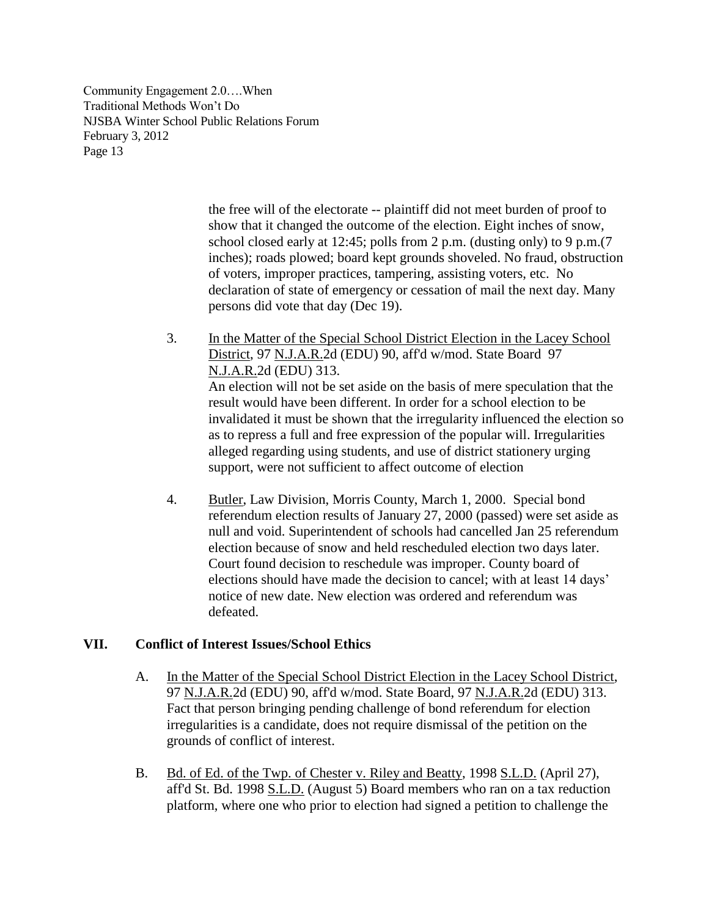the free will of the electorate -- plaintiff did not meet burden of proof to show that it changed the outcome of the election. Eight inches of snow, school closed early at 12:45; polls from 2 p.m. (dusting only) to 9 p.m.(7 inches); roads plowed; board kept grounds shoveled. No fraud, obstruction of voters, improper practices, tampering, assisting voters, etc. No declaration of state of emergency or cessation of mail the next day. Many persons did vote that day (Dec 19).

3. In the Matter of the Special School District Election in the Lacey School District, 97 N.J.A.R.2d (EDU) 90, aff'd w/mod. State Board 97 N.J.A.R.2d (EDU) 313.
   An election will not be set aside on the basis of mere speculation that the result would have been different. In order for a school election to be invalidated it must be shown that the irregularity influenced the election so as to repress a full and free expression of the popular will. Irregularities alleged regarding using students, and use of district stationery urging support, were not sufficient to affect outcome of election

4. Butler, Law Division, Morris County, March 1, 2000. Special bond referendum election results of January 27, 2000 (passed) were set aside as null and void. Superintendent of schools had cancelled Jan 25 referendum election because of snow and held rescheduled election two days later. Court found decision to reschedule was improper. County board of elections should have made the decision to cancel; with at least 14 days' notice of new date. New election was ordered and referendum was defeated.

## VII. Conflict of Interest Issues/School Ethics

A. In the Matter of the Special School District Election in the Lacey School District, 97 N.J.A.R.2d (EDU) 90, aff'd w/mod. State Board, 97 N.J.A.R.2d (EDU) 313. Fact that person bringing pending challenge of bond referendum for election irregularities is a candidate, does not require dismissal of the petition on the grounds of conflict of interest.

B. Bd. of Ed. of the Twp. of Chester v. Riley and Beatty, 1998 S.L.D. (April 27), aff'd St. Bd. 1998 S.L.D. (August 5) Board members who ran on a tax reduction platform, where one who prior to election had signed a petition to challenge the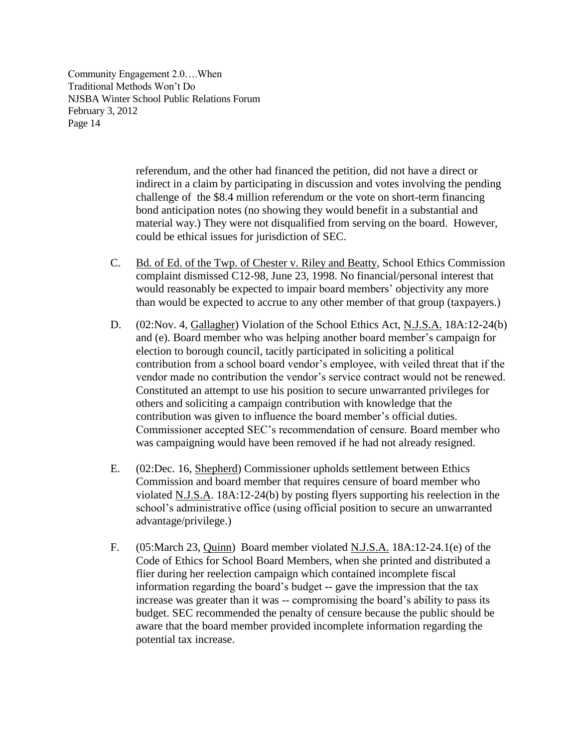referendum, and the other had financed the petition, did not have a direct or indirect in a claim by participating in discussion and votes involving the pending challenge of the $8.4 million referendum or the vote on short-term financing bond anticipation notes (no showing they would benefit in a substantial and material way.) They were not disqualified from serving on the board. However, could be ethical issues for jurisdiction of SEC.

C. Bd. of Ed. of the Twp. of Chester v. Riley and Beatty, School Ethics Commission complaint dismissed C12-98, June 23, 1998. No financial/personal interest that would reasonably be expected to impair board members' objectivity any more than would be expected to accrue to any other member of that group (taxpayers.)

D. (02:Nov. 4, Gallagher) Violation of the School Ethics Act, N.J.S.A. 18A:12-24(b) and (e). Board member who was helping another board member's campaign for election to borough council, tacitly participated in soliciting a political contribution from a school board vendor's employee, with veiled threat that if the vendor made no contribution the vendor's service contract would not be renewed. Constituted an attempt to use his position to secure unwarranted privileges for others and soliciting a campaign contribution with knowledge that the contribution was given to influence the board member's official duties. Commissioner accepted SEC's recommendation of censure. Board member who was campaigning would have been removed if he had not already resigned.

E. (02:Dec. 16, Shepherd) Commissioner upholds settlement between Ethics Commission and board member that requires censure of board member who violated N.J.S.A. 18A:12-24(b) by posting flyers supporting his reelection in the school's administrative office (using official position to secure an unwarranted advantage/privilege.)

F. (05:March 23, Quinn) Board member violated N.J.S.A. 18A:12-24.1(e) of the Code of Ethics for School Board Members, when she printed and distributed a flier during her reelection campaign which contained incomplete fiscal information regarding the board's budget -- gave the impression that the tax increase was greater than it was -- compromising the board's ability to pass its budget. SEC recommended the penalty of censure because the public should be aware that the board member provided incomplete information regarding the potential tax increase.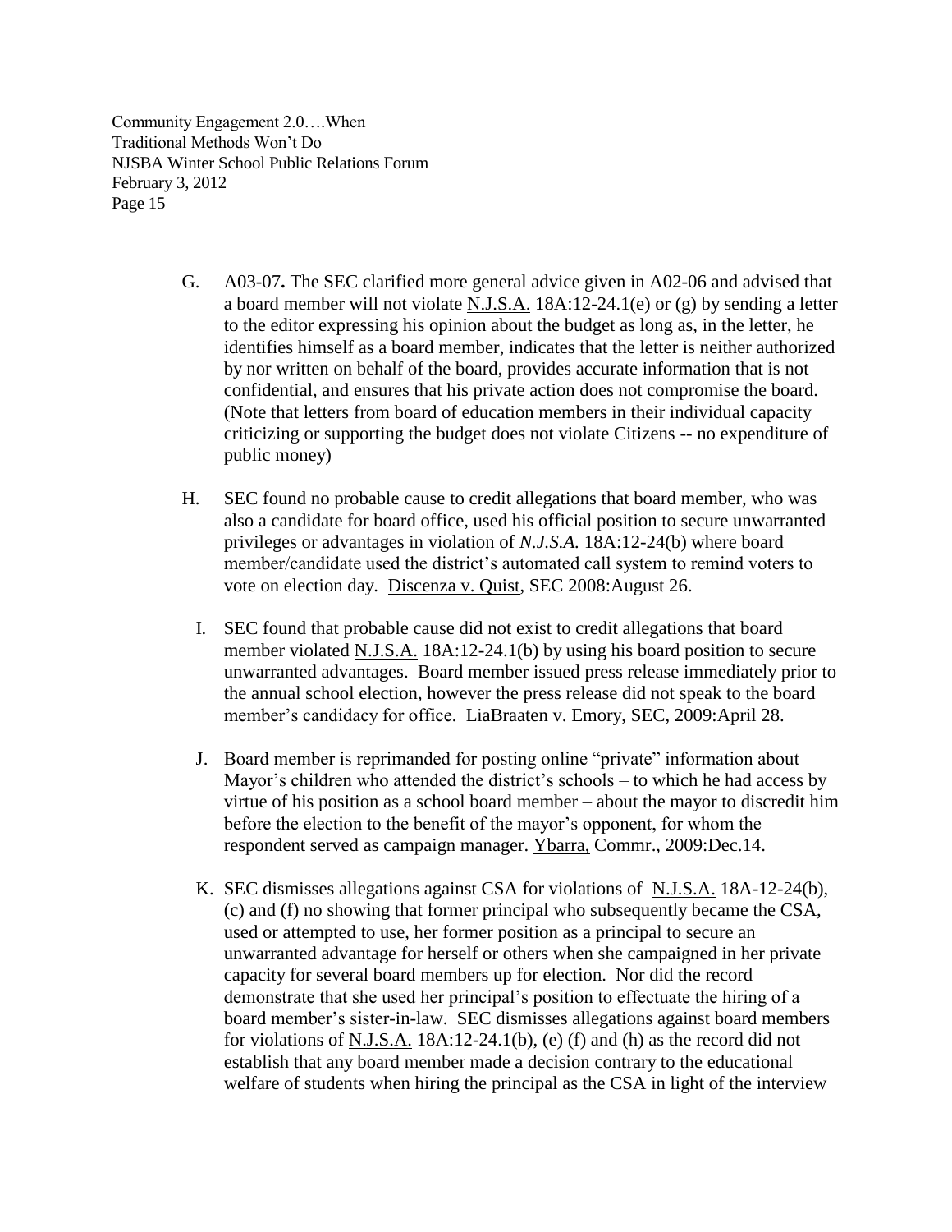G. A03-07**.** The SEC clarified more general advice given in A02-06 and advised that a board member will not violate N.J.S.A. 18A:12-24.1(e) or (g) by sending a letter to the editor expressing his opinion about the budget as long as, in the letter, he identifies himself as a board member, indicates that the letter is neither authorized by nor written on behalf of the board, provides accurate information that is not confidential, and ensures that his private action does not compromise the board. (Note that letters from board of education members in their individual capacity criticizing or supporting the budget does not violate Citizens -- no expenditure of public money)

H. SEC found no probable cause to credit allegations that board member, who was also a candidate for board office, used his official position to secure unwarranted privileges or advantages in violation of *N.J.S.A.* 18A:12-24(b) where board member/candidate used the district's automated call system to remind voters to vote on election day. Discenza v. Quist, SEC 2008:August 26.

I. SEC found that probable cause did not exist to credit allegations that board member violated N.J.S.A. 18A:12-24.1(b) by using his board position to secure unwarranted advantages. Board member issued press release immediately prior to the annual school election, however the press release did not speak to the board member's candidacy for office. LiaBraaten v. Emory, SEC, 2009:April 28.

J. Board member is reprimanded for posting online "private" information about Mayor's children who attended the district's schools – to which he had access by virtue of his position as a school board member – about the mayor to discredit him before the election to the benefit of the mayor's opponent, for whom the respondent served as campaign manager. Ybarra, Commr., 2009:Dec.14.

K. SEC dismisses allegations against CSA for violations of N.J.S.A. 18A-12-24(b), (c) and (f) no showing that former principal who subsequently became the CSA, used or attempted to use, her former position as a principal to secure an unwarranted advantage for herself or others when she campaigned in her private capacity for several board members up for election. Nor did the record demonstrate that she used her principal's position to effectuate the hiring of a board member's sister-in-law. SEC dismisses allegations against board members for violations of N.J.S.A. 18A:12-24.1(b), (e) (f) and (h) as the record did not establish that any board member made a decision contrary to the educational welfare of students when hiring the principal as the CSA in light of the interview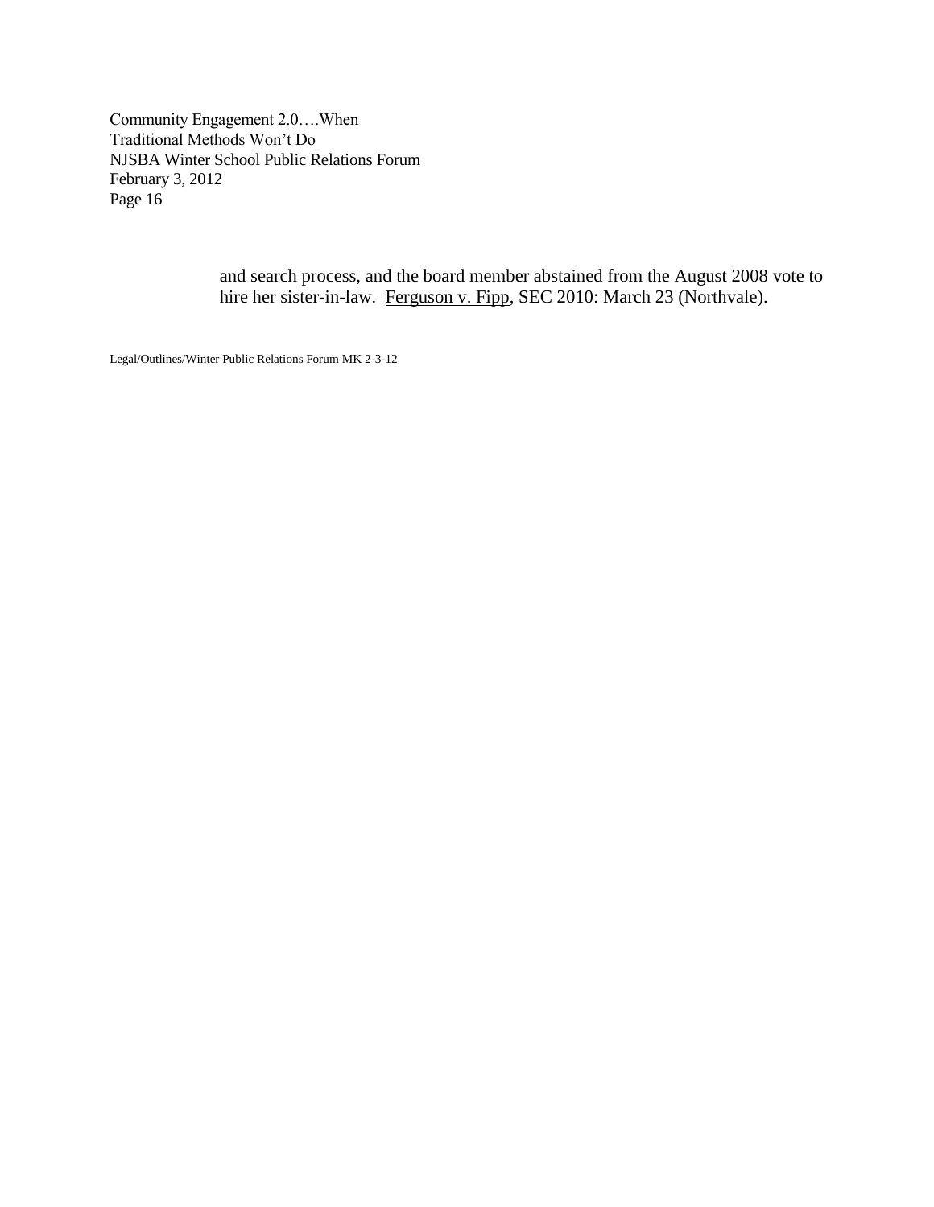and search process, and the board member abstained from the August 2008 vote to hire her sister-in-law. Ferguson v. Fipp, SEC 2010: March 23 (Northvale).

Legal/Outlines/Winter Public Relations Forum MK 2-3-12